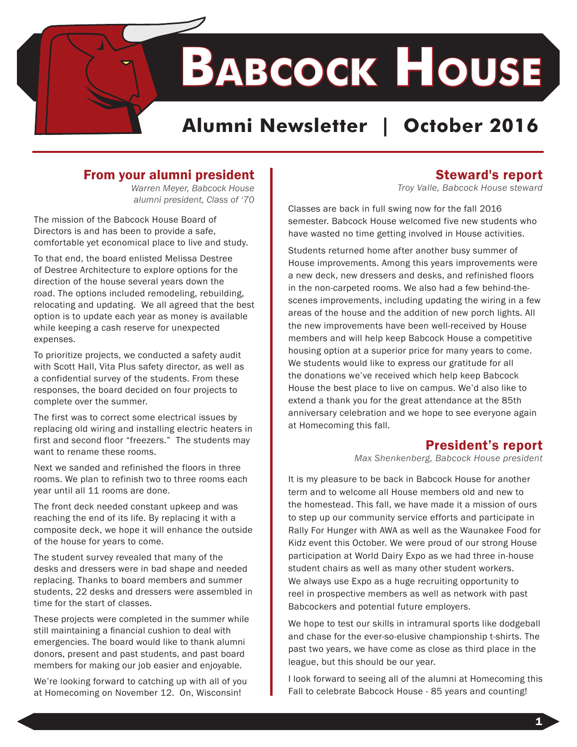# Babcock House

## Alumni Newsletter | October 2016

## From your alumni president

*Warren Meyer, Babcock House alumni president, Class of '70*

The mission of the Babcock House Board of Directors is and has been to provide a safe, comfortable yet economical place to live and study.

To that end, the board enlisted Melissa Destree of Destree Architecture to explore options for the direction of the house several years down the road. The options included remodeling, rebuilding, relocating and updating. We all agreed that the best option is to update each year as money is available while keeping a cash reserve for unexpected expenses.

To prioritize projects, we conducted a safety audit with Scott Hall, Vita Plus safety director, as well as a confidential survey of the students. From these responses, the board decided on four projects to complete over the summer.

The first was to correct some electrical issues by replacing old wiring and installing electric heaters in first and second floor "freezers." The students may want to rename these rooms.

Next we sanded and refinished the floors in three rooms. We plan to refinish two to three rooms each year until all 11 rooms are done.

The front deck needed constant upkeep and was reaching the end of its life. By replacing it with a composite deck, we hope it will enhance the outside of the house for years to come.

The student survey revealed that many of the desks and dressers were in bad shape and needed replacing. Thanks to board members and summer students, 22 desks and dressers were assembled in time for the start of classes.

These projects were completed in the summer while still maintaining a financial cushion to deal with emergencies. The board would like to thank alumni donors, present and past students, and past board members for making our job easier and enjoyable.

We're looking forward to catching up with all of you at Homecoming on November 12. On, Wisconsin!

## Steward's report

*Troy Valle, Babcock House steward*

Classes are back in full swing now for the fall 2016 semester. Babcock House welcomed five new students who have wasted no time getting involved in House activities.

Students returned home after another busy summer of House improvements. Among this years improvements were a new deck, new dressers and desks, and refinished floors in the non-carpeted rooms. We also had a few behind-the-scenes improvements, including updating the wiring in a few areas of the house and the addition of new porch lights. All the new improvements have been well-received by House members and will help keep Babcock House a competitive housing option at a superior price for many years to come. We students would like to express our gratitude for all the donations we've received which help keep Babcock House the best place to live on campus. We'd also like to extend a thank you for the great attendance at the 85th anniversary celebration and we hope to see everyone again at Homecoming this fall.

## President's report

*Max Shenkenberg, Babcock House president*

It is my pleasure to be back in Babcock House for another term and to welcome all House members old and new to the homestead. This fall, we have made it a mission of ours to step up our community service efforts and participate in Rally For Hunger with AWA as well as the Waunakee Food for Kidz event this October. We were proud of our strong House participation at World Dairy Expo as we had three in-house student chairs as well as many other student workers. We always use Expo as a huge recruiting opportunity to reel in prospective members as well as network with past Babcockers and potential future employers.

We hope to test our skills in intramural sports like dodgeball and chase for the ever-so-elusive championship t-shirts. The past two years, we have come as close as third place in the league, but this should be our year.

I look forward to seeing all of the alumni at Homecoming this Fall to celebrate Babcock House - 85 years and counting!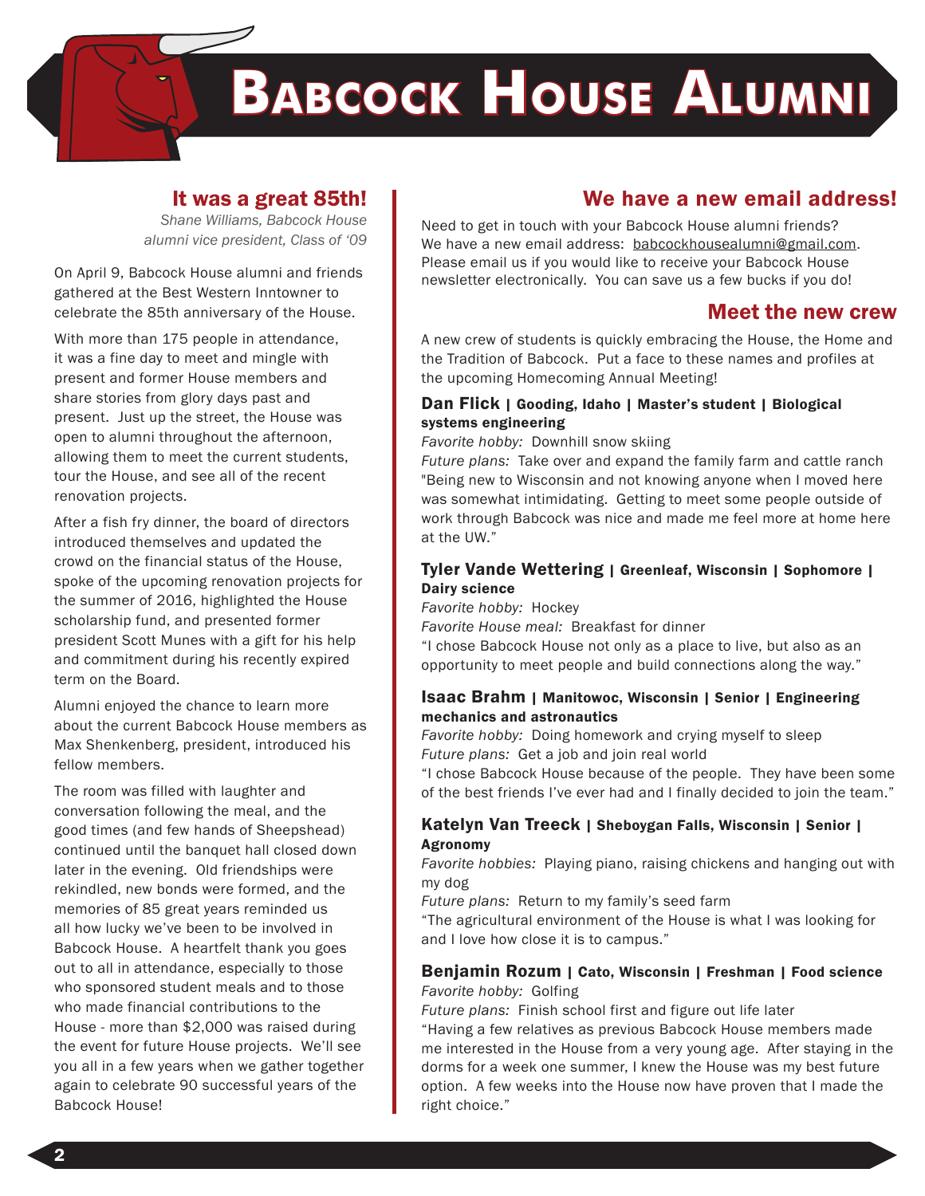# Babcock House Alumni

## It was a great 85th!

*Shane Williams, Babcock House alumni vice president, Class of '09*

On April 9, Babcock House alumni and friends gathered at the Best Western Inntowner to celebrate the 85th anniversary of the House.

With more than 175 people in attendance, it was a fine day to meet and mingle with present and former House members and share stories from glory days past and present. Just up the street, the House was open to alumni throughout the afternoon, allowing them to meet the current students, tour the House, and see all of the recent renovation projects.

After a fish fry dinner, the board of directors introduced themselves and updated the crowd on the financial status of the House, spoke of the upcoming renovation projects for the summer of 2016, highlighted the House scholarship fund, and presented former president Scott Munes with a gift for his help and commitment during his recently expired term on the Board.

Alumni enjoyed the chance to learn more about the current Babcock House members as Max Shenkenberg, president, introduced his fellow members.

The room was filled with laughter and conversation following the meal, and the good times (and few hands of Sheepshead) continued until the banquet hall closed down later in the evening. Old friendships were rekindled, new bonds were formed, and the memories of 85 great years reminded us all how lucky we've been to be involved in Babcock House. A heartfelt thank you goes out to all in attendance, especially to those who sponsored student meals and to those who made financial contributions to the House - more than $2,000 was raised during the event for future House projects. We'll see you all in a few years when we gather together again to celebrate 90 successful years of the Babcock House!

## We have a new email address!

Need to get in touch with your Babcock House alumni friends? We have a new email address: babcockhousealumni@gmail.com. Please email us if you would like to receive your Babcock House newsletter electronically. You can save us a few bucks if you do!

## Meet the new crew

A new crew of students is quickly embracing the House, the Home and the Tradition of Babcock. Put a face to these names and profiles at the upcoming Homecoming Annual Meeting!

### Dan Flick | Gooding, Idaho | Master's student | Biological systems engineering

*Favorite hobby:* Downhill snow skiing
*Future plans:* Take over and expand the family farm and cattle ranch
"Being new to Wisconsin and not knowing anyone when I moved here was somewhat intimidating. Getting to meet some people outside of work through Babcock was nice and made me feel more at home here at the UW."

### Tyler Vande Wettering | Greenleaf, Wisconsin | Sophomore | Dairy science

*Favorite hobby:* Hockey
*Favorite House meal:* Breakfast for dinner
"I chose Babcock House not only as a place to live, but also as an opportunity to meet people and build connections along the way."

### Isaac Brahm | Manitowoc, Wisconsin | Senior | Engineering mechanics and astronautics

*Favorite hobby:* Doing homework and crying myself to sleep
*Future plans:* Get a job and join real world
"I chose Babcock House because of the people. They have been some of the best friends I've ever had and I finally decided to join the team."

### Katelyn Van Treeck | Sheboygan Falls, Wisconsin | Senior | Agronomy

*Favorite hobbies:* Playing piano, raising chickens and hanging out with my dog
*Future plans:* Return to my family's seed farm
"The agricultural environment of the House is what I was looking for and I love how close it is to campus."

### Benjamin Rozum | Cato, Wisconsin | Freshman | Food science

*Favorite hobby:* Golfing
*Future plans:* Finish school first and figure out life later
"Having a few relatives as previous Babcock House members made me interested in the House from a very young age. After staying in the dorms for a week one summer, I knew the House was my best future option. A few weeks into the House now have proven that I made the right choice."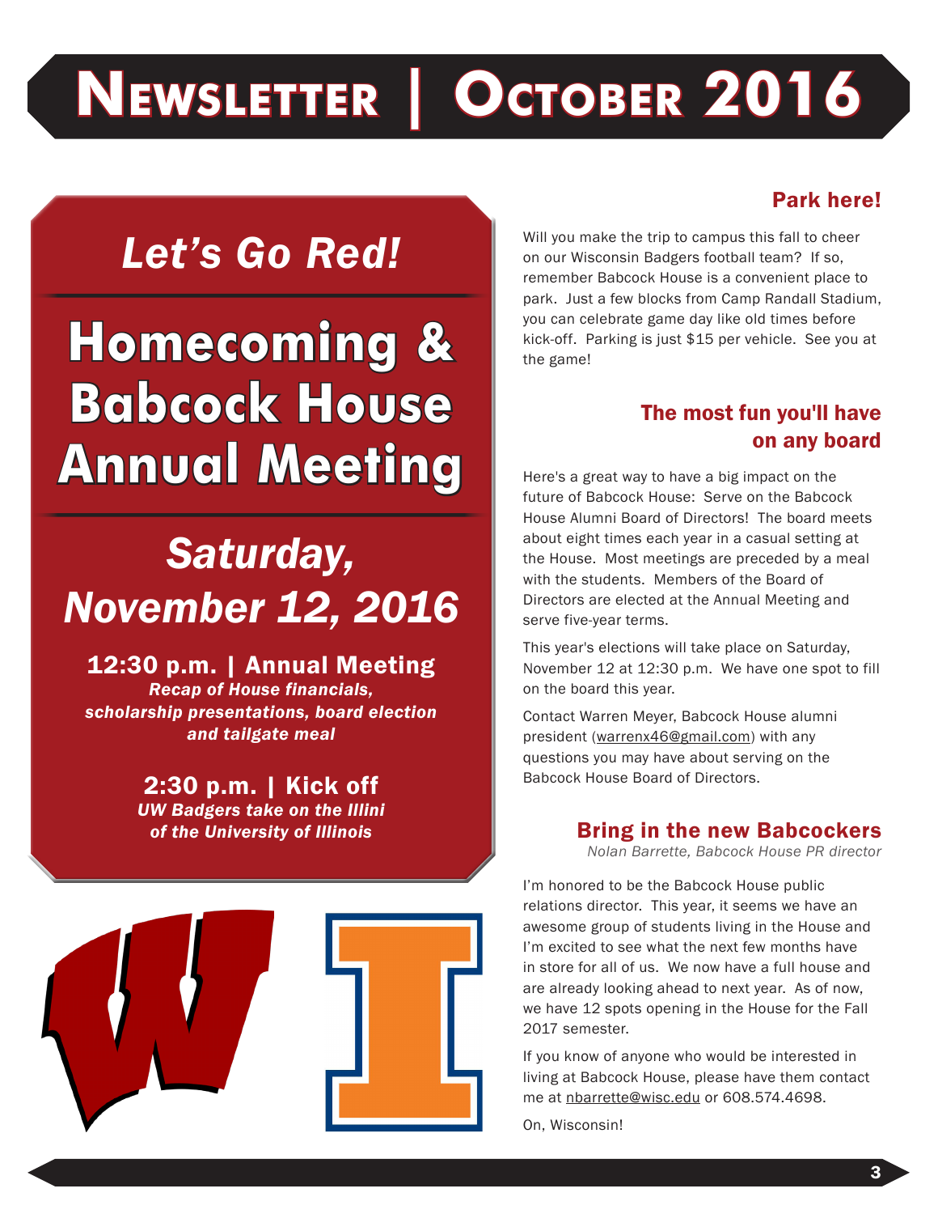# Newsletter | October 2016

## Let's Go Red!

# Homecoming & Babcock House Annual Meeting

## Saturday, November 12, 2016

**12:30 p.m. | Annual Meeting**
***Recap of House financials, scholarship presentations, board election and tailgate meal***

**2:30 p.m. | Kick off**
***UW Badgers take on the Illini of the University of Illinois***

### Park here!

Will you make the trip to campus this fall to cheer on our Wisconsin Badgers football team? If so, remember Babcock House is a convenient place to park. Just a few blocks from Camp Randall Stadium, you can celebrate game day like old times before kick-off. Parking is just $15 per vehicle. See you at the game!

### The most fun you'll have on any board

Here's a great way to have a big impact on the future of Babcock House: Serve on the Babcock House Alumni Board of Directors! The board meets about eight times each year in a casual setting at the House. Most meetings are preceded by a meal with the students. Members of the Board of Directors are elected at the Annual Meeting and serve five-year terms.

This year's elections will take place on Saturday, November 12 at 12:30 p.m. We have one spot to fill on the board this year.

Contact Warren Meyer, Babcock House alumni president (warrenx46@gmail.com) with any questions you may have about serving on the Babcock House Board of Directors.

### Bring in the new Babcockers

*Nolan Barrette, Babcock House PR director*

I'm honored to be the Babcock House public relations director. This year, it seems we have an awesome group of students living in the House and I'm excited to see what the next few months have in store for all of us. We now have a full house and are already looking ahead to next year. As of now, we have 12 spots opening in the House for the Fall 2017 semester.

If you know of anyone who would be interested in living at Babcock House, please have them contact me at nbarrette@wisc.edu or 608.574.4698.

On, Wisconsin!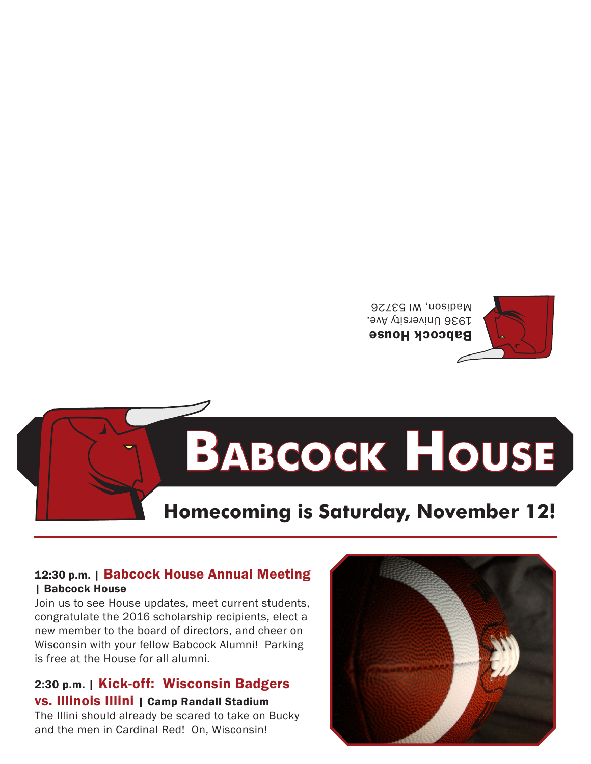Babcock House
1936 University Ave.
Madison, WI 53726

# Babcock House

## Homecoming is Saturday, November 12!

**12:30 p.m. | Babcock House Annual Meeting | Babcock House**

Join us to see House updates, meet current students, congratulate the 2016 scholarship recipients, elect a new member to the board of directors, and cheer on Wisconsin with your fellow Babcock Alumni! Parking is free at the House for all alumni.

**2:30 p.m. | Kick-off: Wisconsin Badgers vs. Illinois Illini | Camp Randall Stadium**

The Illini should already be scared to take on Bucky and the men in Cardinal Red! On, Wisconsin!